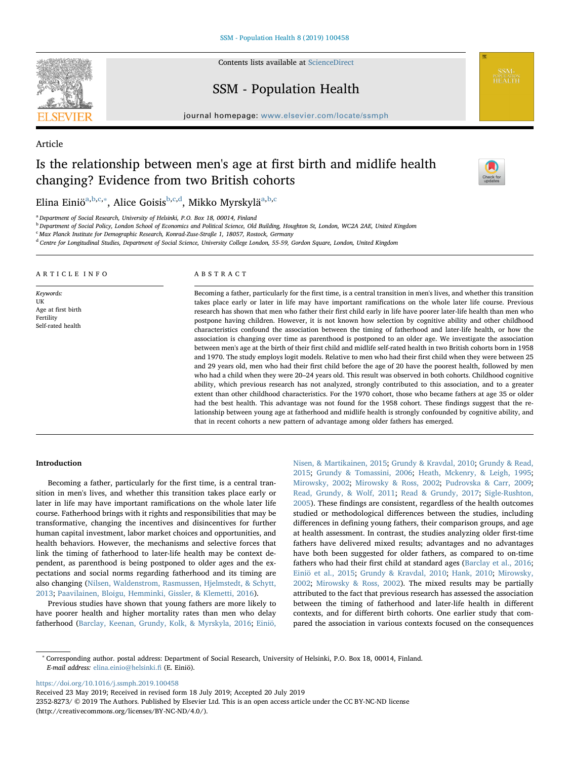Article

# Is the relationship between men's age at first birth and midlife health changing? Evidence from two British cohorts

Elina Einiö[a,b,c,*], Alice Goisis[b,c,d], Mikko Myrskylä[a,b,c]

[a] Department of Social Research, University of Helsinki, P.O. Box 18, 00014, Finland
[b] Department of Social Policy, London School of Economics and Political Science, Old Building, Houghton St, London, WC2A 2AE, United Kingdom
[c] Max Planck Institute for Demographic Research, Konrad-Zuse-Straße 1, 18057, Rostock, Germany
[d] Centre for Longitudinal Studies, Department of Social Science, University College London, 55-59, Gordon Square, London, United Kingdom

ARTICLE INFO

*Keywords:*
UK
Age at first birth
Fertility
Self-rated health

ABSTRACT

Becoming a father, particularly for the first time, is a central transition in men's lives, and whether this transition takes place early or later in life may have important ramifications on the whole later life course. Previous research has shown that men who father their first child early in life have poorer later-life health than men who postpone having children. However, it is not known how selection by cognitive ability and other childhood characteristics confound the association between the timing of fatherhood and later-life health, or how the association is changing over time as parenthood is postponed to an older age. We investigate the association between men's age at the birth of their first child and midlife self-rated health in two British cohorts born in 1958 and 1970. The study employs logit models. Relative to men who had their first child when they were between 25 and 29 years old, men who had their first child before the age of 20 have the poorest health, followed by men who had a child when they were 20–24 years old. This result was observed in both cohorts. Childhood cognitive ability, which previous research has not analyzed, strongly contributed to this association, and to a greater extent than other childhood characteristics. For the 1970 cohort, those who became fathers at age 35 or older had the best health. This advantage was not found for the 1958 cohort. These findings suggest that the relationship between young age at fatherhood and midlife health is strongly confounded by cognitive ability, and that in recent cohorts a new pattern of advantage among older fathers has emerged.

## Introduction

Becoming a father, particularly for the first time, is a central transition in men's lives, and whether this transition takes place early or later in life may have important ramifications on the whole later life course. Fatherhood brings with it rights and responsibilities that may be transformative, changing the incentives and disincentives for further human capital investment, labor market choices and opportunities, and health behaviors. However, the mechanisms and selective forces that link the timing of fatherhood to later-life health may be context dependent, as parenthood is being postponed to older ages and the expectations and social norms regarding fatherhood and its timing are also changing (Nilsen, Waldenstrom, Rasmussen, Hjelmstedt, & Schytt, 2013; Paavilainen, Bloigu, Hemminki, Gissler, & Klemetti, 2016).

Previous studies have shown that young fathers are more likely to have poorer health and higher mortality rates than men who delay fatherhood (Barclay, Keenan, Grundy, Kolk, & Myrskyla, 2016; Einiö, Nisen, & Martikainen, 2015; Grundy & Kravdal, 2010; Grundy & Read, 2015; Grundy & Tomassini, 2006; Heath, Mckenry, & Leigh, 1995; Mirowsky, 2002; Mirowsky & Ross, 2002; Pudrovska & Carr, 2009; Read, Grundy, & Wolf, 2011; Read & Grundy, 2017; Sigle-Rushton, 2005). These findings are consistent, regardless of the health outcomes studied or methodological differences between the studies, including differences in defining young fathers, their comparison groups, and age at health assessment. In contrast, the studies analyzing older first-time fathers have delivered mixed results; advantages and no advantages have both been suggested for older fathers, as compared to on-time fathers who had their first child at standard ages (Barclay et al., 2016; Einiö et al., 2015; Grundy & Kravdal, 2010; Hank, 2010; Mirowsky, 2002; Mirowsky & Ross, 2002). The mixed results may be partially attributed to the fact that previous research has assessed the association between the timing of fatherhood and later-life health in different contexts, and for different birth cohorts. One earlier study that compared the association in various contexts focused on the consequences

* Corresponding author. postal address: Department of Social Research, University of Helsinki, P.O. Box 18, 00014, Finland.
*E-mail address:* elina.einio@helsinki.fi (E. Einiö).

https://doi.org/10.1016/j.ssmph.2019.100458
Received 23 May 2019; Received in revised form 18 July 2019; Accepted 20 July 2019
2352-8273/ © 2019 The Authors. Published by Elsevier Ltd. This is an open access article under the CC BY-NC-ND license (http://creativecommons.org/licenses/BY-NC-ND/4.0/).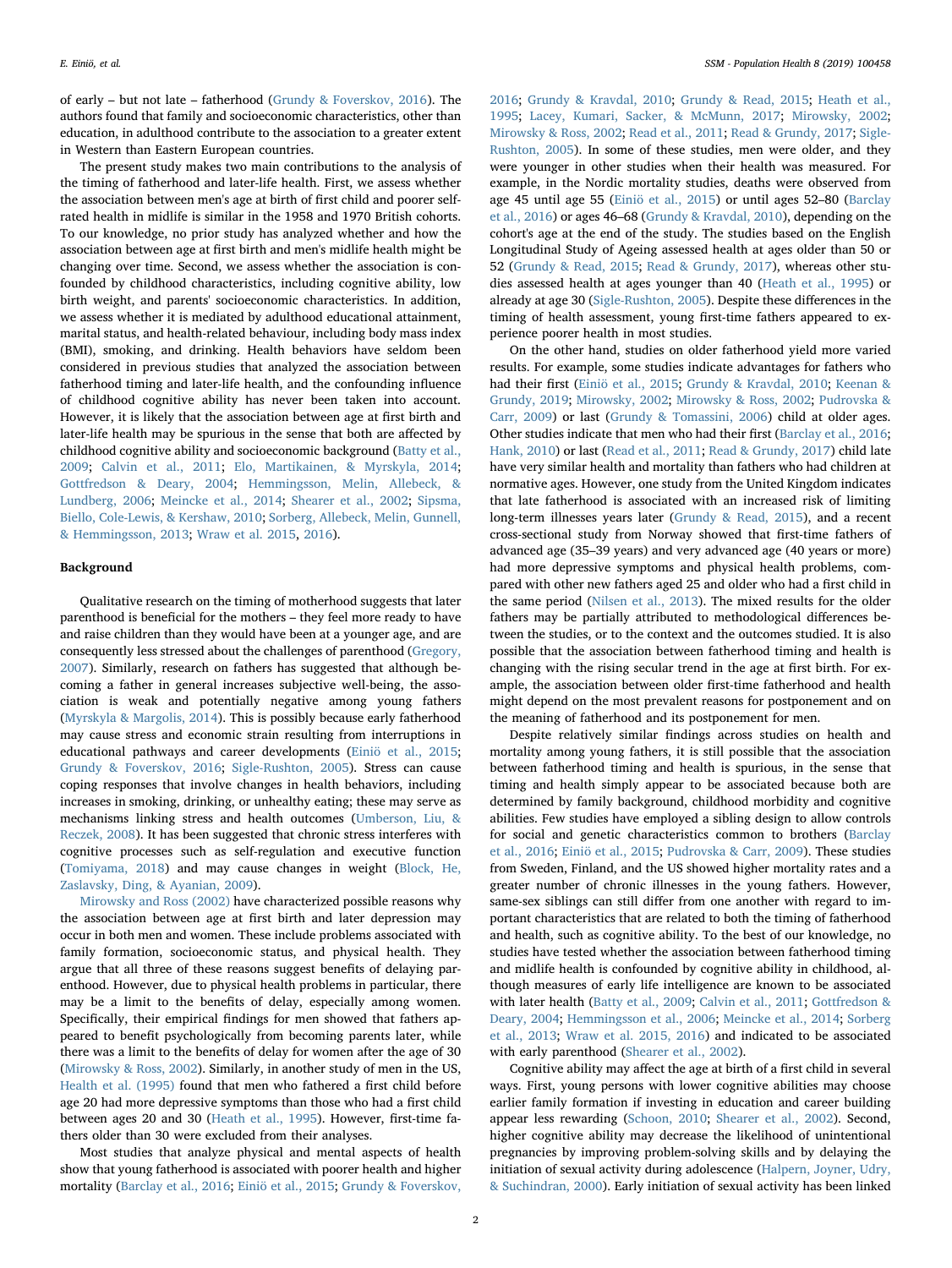of early – but not late – fatherhood (Grundy & Foverskov, 2016). The authors found that family and socioeconomic characteristics, other than education, in adulthood contribute to the association to a greater extent in Western than Eastern European countries.

The present study makes two main contributions to the analysis of the timing of fatherhood and later-life health. First, we assess whether the association between men's age at birth of first child and poorer self-rated health in midlife is similar in the 1958 and 1970 British cohorts. To our knowledge, no prior study has analyzed whether and how the association between age at first birth and men's midlife health might be changing over time. Second, we assess whether the association is confounded by childhood characteristics, including cognitive ability, low birth weight, and parents' socioeconomic characteristics. In addition, we assess whether it is mediated by adulthood educational attainment, marital status, and health-related behaviour, including body mass index (BMI), smoking, and drinking. Health behaviors have seldom been considered in previous studies that analyzed the association between fatherhood timing and later-life health, and the confounding influence of childhood cognitive ability has never been taken into account. However, it is likely that the association between age at first birth and later-life health may be spurious in the sense that both are affected by childhood cognitive ability and socioeconomic background (Batty et al., 2009; Calvin et al., 2011; Elo, Martikainen, & Myrskyla, 2014; Gottfredson & Deary, 2004; Hemmingsson, Melin, Allebeck, & Lundberg, 2006; Meincke et al., 2014; Shearer et al., 2002; Sipsma, Biello, Cole-Lewis, & Kershaw, 2010; Sorberg, Allebeck, Melin, Gunnell, & Hemmingsson, 2013; Wraw et al. 2015, 2016).

## Background

Qualitative research on the timing of motherhood suggests that later parenthood is beneficial for the mothers – they feel more ready to have and raise children than they would have been at a younger age, and are consequently less stressed about the challenges of parenthood (Gregory, 2007). Similarly, research on fathers has suggested that although becoming a father in general increases subjective well-being, the association is weak and potentially negative among young fathers (Myrskyla & Margolis, 2014). This is possibly because early fatherhood may cause stress and economic strain resulting from interruptions in educational pathways and career developments (Einiö et al., 2015; Grundy & Foverskov, 2016; Sigle-Rushton, 2005). Stress can cause coping responses that involve changes in health behaviors, including increases in smoking, drinking, or unhealthy eating; these may serve as mechanisms linking stress and health outcomes (Umberson, Liu, & Reczek, 2008). It has been suggested that chronic stress interferes with cognitive processes such as self-regulation and executive function (Tomiyama, 2018) and may cause changes in weight (Block, He, Zaslavsky, Ding, & Ayanian, 2009).

Mirowsky and Ross (2002) have characterized possible reasons why the association between age at first birth and later depression may occur in both men and women. These include problems associated with family formation, socioeconomic status, and physical health. They argue that all three of these reasons suggest benefits of delaying parenthood. However, due to physical health problems in particular, there may be a limit to the benefits of delay, especially among women. Specifically, their empirical findings for men showed that fathers appeared to benefit psychologically from becoming parents later, while there was a limit to the benefits of delay for women after the age of 30 (Mirowsky & Ross, 2002). Similarly, in another study of men in the US, Health et al. (1995) found that men who fathered a first child before age 20 had more depressive symptoms than those who had a first child between ages 20 and 30 (Heath et al., 1995). However, first-time fathers older than 30 were excluded from their analyses.

Most studies that analyze physical and mental aspects of health show that young fatherhood is associated with poorer health and higher mortality (Barclay et al., 2016; Einiö et al., 2015; Grundy & Foverskov, 2016; Grundy & Kravdal, 2010; Grundy & Read, 2015; Heath et al., 1995; Lacey, Kumari, Sacker, & McMunn, 2017; Mirowsky, 2002; Mirowsky & Ross, 2002; Read et al., 2011; Read & Grundy, 2017; Sigle-Rushton, 2005). In some of these studies, men were older, and they were younger in other studies when their health was measured. For example, in the Nordic mortality studies, deaths were observed from age 45 until age 55 (Einiö et al., 2015) or until ages 52–80 (Barclay et al., 2016) or ages 46–68 (Grundy & Kravdal, 2010), depending on the cohort's age at the end of the study. The studies based on the English Longitudinal Study of Ageing assessed health at ages older than 50 or 52 (Grundy & Read, 2015; Read & Grundy, 2017), whereas other studies assessed health at ages younger than 40 (Heath et al., 1995) or already at age 30 (Sigle-Rushton, 2005). Despite these differences in the timing of health assessment, young first-time fathers appeared to experience poorer health in most studies.

On the other hand, studies on older fatherhood yield more varied results. For example, some studies indicate advantages for fathers who had their first (Einiö et al., 2015; Grundy & Kravdal, 2010; Keenan & Grundy, 2019; Mirowsky, 2002; Mirowsky & Ross, 2002; Pudrovska & Carr, 2009) or last (Grundy & Tomassini, 2006) child at older ages. Other studies indicate that men who had their first (Barclay et al., 2016; Hank, 2010) or last (Read et al., 2011; Read & Grundy, 2017) child late have very similar health and mortality than fathers who had children at normative ages. However, one study from the United Kingdom indicates that late fatherhood is associated with an increased risk of limiting long-term illnesses years later (Grundy & Read, 2015), and a recent cross-sectional study from Norway showed that first-time fathers of advanced age (35–39 years) and very advanced age (40 years or more) had more depressive symptoms and physical health problems, compared with other new fathers aged 25 and older who had a first child in the same period (Nilsen et al., 2013). The mixed results for the older fathers may be partially attributed to methodological differences between the studies, or to the context and the outcomes studied. It is also possible that the association between fatherhood timing and health is changing with the rising secular trend in the age at first birth. For example, the association between older first-time fatherhood and health might depend on the most prevalent reasons for postponement and on the meaning of fatherhood and its postponement for men.

Despite relatively similar findings across studies on health and mortality among young fathers, it is still possible that the association between fatherhood timing and health is spurious, in the sense that timing and health simply appear to be associated because both are determined by family background, childhood morbidity and cognitive abilities. Few studies have employed a sibling design to allow controls for social and genetic characteristics common to brothers (Barclay et al., 2016; Einiö et al., 2015; Pudrovska & Carr, 2009). These studies from Sweden, Finland, and the US showed higher mortality rates and a greater number of chronic illnesses in the young fathers. However, same-sex siblings can still differ from one another with regard to important characteristics that are related to both the timing of fatherhood and health, such as cognitive ability. To the best of our knowledge, no studies have tested whether the association between fatherhood timing and midlife health is confounded by cognitive ability in childhood, although measures of early life intelligence are known to be associated with later health (Batty et al., 2009; Calvin et al., 2011; Gottfredson & Deary, 2004; Hemmingsson et al., 2006; Meincke et al., 2014; Sorberg et al., 2013; Wraw et al. 2015, 2016) and indicated to be associated with early parenthood (Shearer et al., 2002).

Cognitive ability may affect the age at birth of a first child in several ways. First, young persons with lower cognitive abilities may choose earlier family formation if investing in education and career building appear less rewarding (Schoon, 2010; Shearer et al., 2002). Second, higher cognitive ability may decrease the likelihood of unintentional pregnancies by improving problem-solving skills and by delaying the initiation of sexual activity during adolescence (Halpern, Joyner, Udry, & Suchindran, 2000). Early initiation of sexual activity has been linked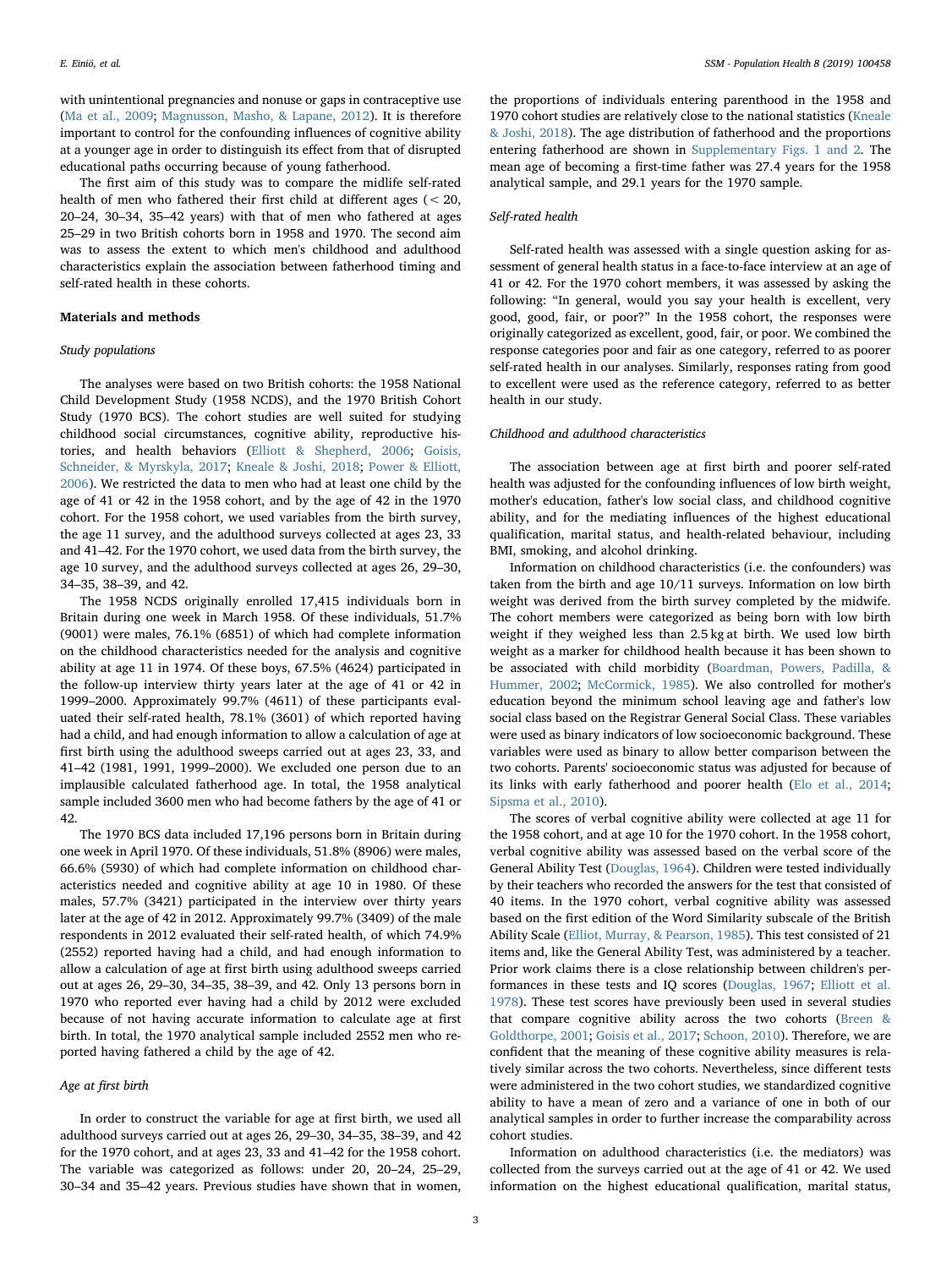with unintentional pregnancies and nonuse or gaps in contraceptive use (Ma et al., 2009; Magnusson, Masho, & Lapane, 2012). It is therefore important to control for the confounding influences of cognitive ability at a younger age in order to distinguish its effect from that of disrupted educational paths occurring because of young fatherhood.

The first aim of this study was to compare the midlife self-rated health of men who fathered their first child at different ages (< 20, 20–24, 30–34, 35–42 years) with that of men who fathered at ages 25–29 in two British cohorts born in 1958 and 1970. The second aim was to assess the extent to which men's childhood and adulthood characteristics explain the association between fatherhood timing and self-rated health in these cohorts.

## Materials and methods

### Study populations

The analyses were based on two British cohorts: the 1958 National Child Development Study (1958 NCDS), and the 1970 British Cohort Study (1970 BCS). The cohort studies are well suited for studying childhood social circumstances, cognitive ability, reproductive histories, and health behaviors (Elliott & Shepherd, 2006; Goisis, Schneider, & Myrskyla, 2017; Kneale & Joshi, 2018; Power & Elliott, 2006). We restricted the data to men who had at least one child by the age of 41 or 42 in the 1958 cohort, and by the age of 42 in the 1970 cohort. For the 1958 cohort, we used variables from the birth survey, the age 11 survey, and the adulthood surveys collected at ages 23, 33 and 41–42. For the 1970 cohort, we used data from the birth survey, the age 10 survey, and the adulthood surveys collected at ages 26, 29–30, 34–35, 38–39, and 42.

The 1958 NCDS originally enrolled 17,415 individuals born in Britain during one week in March 1958. Of these individuals, 51.7% (9001) were males, 76.1% (6851) of which had complete information on the childhood characteristics needed for the analysis and cognitive ability at age 11 in 1974. Of these boys, 67.5% (4624) participated in the follow-up interview thirty years later at the age of 41 or 42 in 1999–2000. Approximately 99.7% (4611) of these participants evaluated their self-rated health, 78.1% (3601) of which reported having had a child, and had enough information to allow a calculation of age at first birth using the adulthood sweeps carried out at ages 23, 33, and 41–42 (1981, 1991, 1999–2000). We excluded one person due to an implausible calculated fatherhood age. In total, the 1958 analytical sample included 3600 men who had become fathers by the age of 41 or 42.

The 1970 BCS data included 17,196 persons born in Britain during one week in April 1970. Of these individuals, 51.8% (8906) were males, 66.6% (5930) of which had complete information on childhood characteristics needed and cognitive ability at age 10 in 1980. Of these males, 57.7% (3421) participated in the interview over thirty years later at the age of 42 in 2012. Approximately 99.7% (3409) of the male respondents in 2012 evaluated their self-rated health, of which 74.9% (2552) reported having had a child, and had enough information to allow a calculation of age at first birth using adulthood sweeps carried out at ages 26, 29–30, 34–35, 38–39, and 42. Only 13 persons born in 1970 who reported ever having had a child by 2012 were excluded because of not having accurate information to calculate age at first birth. In total, the 1970 analytical sample included 2552 men who reported having fathered a child by the age of 42.

### Age at first birth

In order to construct the variable for age at first birth, we used all adulthood surveys carried out at ages 26, 29–30, 34–35, 38–39, and 42 for the 1970 cohort, and at ages 23, 33 and 41–42 for the 1958 cohort. The variable was categorized as follows: under 20, 20–24, 25–29, 30–34 and 35–42 years. Previous studies have shown that in women, the proportions of individuals entering parenthood in the 1958 and 1970 cohort studies are relatively close to the national statistics (Kneale & Joshi, 2018). The age distribution of fatherhood and the proportions entering fatherhood are shown in Supplementary Figs. 1 and 2. The mean age of becoming a first-time father was 27.4 years for the 1958 analytical sample, and 29.1 years for the 1970 sample.

### Self-rated health

Self-rated health was assessed with a single question asking for assessment of general health status in a face-to-face interview at an age of 41 or 42. For the 1970 cohort members, it was assessed by asking the following: "In general, would you say your health is excellent, very good, good, fair, or poor?" In the 1958 cohort, the responses were originally categorized as excellent, good, fair, or poor. We combined the response categories poor and fair as one category, referred to as poorer self-rated health in our analyses. Similarly, responses rating from good to excellent were used as the reference category, referred to as better health in our study.

### Childhood and adulthood characteristics

The association between age at first birth and poorer self-rated health was adjusted for the confounding influences of low birth weight, mother's education, father's low social class, and childhood cognitive ability, and for the mediating influences of the highest educational qualification, marital status, and health-related behaviour, including BMI, smoking, and alcohol drinking.

Information on childhood characteristics (i.e. the confounders) was taken from the birth and age 10/11 surveys. Information on low birth weight was derived from the birth survey completed by the midwife. The cohort members were categorized as being born with low birth weight if they weighed less than 2.5 kg at birth. We used low birth weight as a marker for childhood health because it has been shown to be associated with child morbidity (Boardman, Powers, Padilla, & Hummer, 2002; McCormick, 1985). We also controlled for mother's education beyond the minimum school leaving age and father's low social class based on the Registrar General Social Class. These variables were used as binary indicators of low socioeconomic background. These variables were used as binary to allow better comparison between the two cohorts. Parents' socioeconomic status was adjusted for because of its links with early fatherhood and poorer health (Elo et al., 2014; Sipsma et al., 2010).

The scores of verbal cognitive ability were collected at age 11 for the 1958 cohort, and at age 10 for the 1970 cohort. In the 1958 cohort, verbal cognitive ability was assessed based on the verbal score of the General Ability Test (Douglas, 1964). Children were tested individually by their teachers who recorded the answers for the test that consisted of 40 items. In the 1970 cohort, verbal cognitive ability was assessed based on the first edition of the Word Similarity subscale of the British Ability Scale (Elliot, Murray, & Pearson, 1985). This test consisted of 21 items and, like the General Ability Test, was administered by a teacher. Prior work claims there is a close relationship between children's performances in these tests and IQ scores (Douglas, 1967; Elliott et al. 1978). These test scores have previously been used in several studies that compare cognitive ability across the two cohorts (Breen & Goldthorpe, 2001; Goisis et al., 2017; Schoon, 2010). Therefore, we are confident that the meaning of these cognitive ability measures is relatively similar across the two cohorts. Nevertheless, since different tests were administered in the two cohort studies, we standardized cognitive ability to have a mean of zero and a variance of one in both of our analytical samples in order to further increase the comparability across cohort studies.

Information on adulthood characteristics (i.e. the mediators) was collected from the surveys carried out at the age of 41 or 42. We used information on the highest educational qualification, marital status,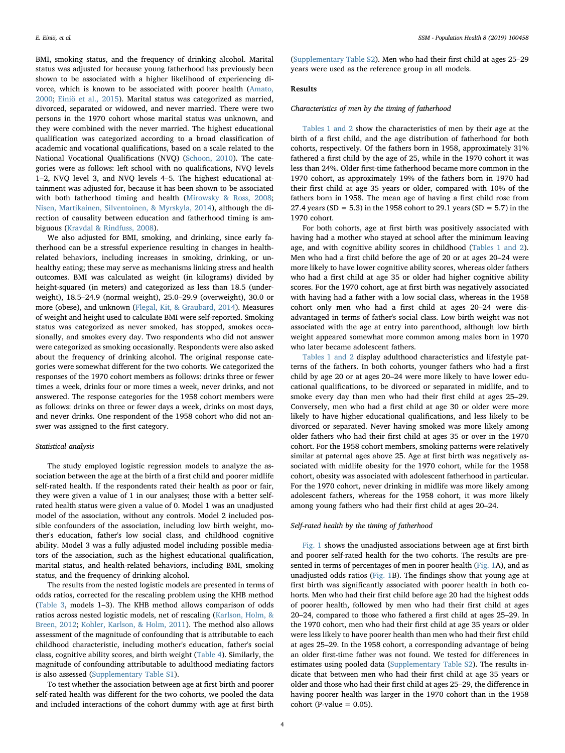BMI, smoking status, and the frequency of drinking alcohol. Marital status was adjusted for because young fatherhood has previously been shown to be associated with a higher likelihood of experiencing divorce, which is known to be associated with poorer health (Amato, 2000; Einiö et al., 2015). Marital status was categorized as married, divorced, separated or widowed, and never married. There were two persons in the 1970 cohort whose marital status was unknown, and they were combined with the never married. The highest educational qualification was categorized according to a broad classification of academic and vocational qualifications, based on a scale related to the National Vocational Qualifications (NVQ) (Schoon, 2010). The categories were as follows: left school with no qualifications, NVQ levels 1–2, NVQ level 3, and NVQ levels 4–5. The highest educational attainment was adjusted for, because it has been shown to be associated with both fatherhood timing and health (Mirowsky & Ross, 2008; Nisen, Martikainen, Silventoinen, & Myrskyla, 2014), although the direction of causality between education and fatherhood timing is ambiguous (Kravdal & Rindfuss, 2008).

We also adjusted for BMI, smoking, and drinking, since early fatherhood can be a stressful experience resulting in changes in health-related behaviors, including increases in smoking, drinking, or unhealthy eating; these may serve as mechanisms linking stress and health outcomes. BMI was calculated as weight (in kilograms) divided by height-squared (in meters) and categorized as less than 18.5 (underweight), 18.5–24.9 (normal weight), 25.0–29.9 (overweight), 30.0 or more (obese), and unknown (Flegal, Kit, & Graubard, 2014). Measures of weight and height used to calculate BMI were self-reported. Smoking status was categorized as never smoked, has stopped, smokes occasionally, and smokes every day. Two respondents who did not answer were categorized as smoking occasionally. Respondents were also asked about the frequency of drinking alcohol. The original response categories were somewhat different for the two cohorts. We categorized the responses of the 1970 cohort members as follows: drinks three or fewer times a week, drinks four or more times a week, never drinks, and not answered. The response categories for the 1958 cohort members were as follows: drinks on three or fewer days a week, drinks on most days, and never drinks. One respondent of the 1958 cohort who did not answer was assigned to the first category.

### Statistical analysis

The study employed logistic regression models to analyze the association between the age at the birth of a first child and poorer midlife self-rated health. If the respondents rated their health as poor or fair, they were given a value of 1 in our analyses; those with a better self-rated health status were given a value of 0. Model 1 was an unadjusted model of the association, without any controls. Model 2 included possible confounders of the association, including low birth weight, mother's education, father's low social class, and childhood cognitive ability. Model 3 was a fully adjusted model including possible mediators of the association, such as the highest educational qualification, marital status, and health-related behaviors, including BMI, smoking status, and the frequency of drinking alcohol.

The results from the nested logistic models are presented in terms of odds ratios, corrected for the rescaling problem using the KHB method (Table 3, models 1–3). The KHB method allows comparison of odds ratios across nested logistic models, net of rescaling (Karlson, Holm, & Breen, 2012; Kohler, Karlson, & Holm, 2011). The method also allows assessment of the magnitude of confounding that is attributable to each childhood characteristic, including mother's education, father's social class, cognitive ability scores, and birth weight (Table 4). Similarly, the magnitude of confounding attributable to adulthood mediating factors is also assessed (Supplementary Table S1).

To test whether the association between age at first birth and poorer self-rated health was different for the two cohorts, we pooled the data and included interactions of the cohort dummy with age at first birth (Supplementary Table S2). Men who had their first child at ages 25–29 years were used as the reference group in all models.

## Results

### Characteristics of men by the timing of fatherhood

Tables 1 and 2 show the characteristics of men by their age at the birth of a first child, and the age distribution of fatherhood for both cohorts, respectively. Of the fathers born in 1958, approximately 31% fathered a first child by the age of 25, while in the 1970 cohort it was less than 24%. Older first-time fatherhood became more common in the 1970 cohort, as approximately 19% of the fathers born in 1970 had their first child at age 35 years or older, compared with 10% of the fathers born in 1958. The mean age of having a first child rose from 27.4 years (SD = 5.3) in the 1958 cohort to 29.1 years (SD = 5.7) in the 1970 cohort.

For both cohorts, age at first birth was positively associated with having had a mother who stayed at school after the minimum leaving age, and with cognitive ability scores in childhood (Tables 1 and 2). Men who had a first child before the age of 20 or at ages 20–24 were more likely to have lower cognitive ability scores, whereas older fathers who had a first child at age 35 or older had higher cognitive ability scores. For the 1970 cohort, age at first birth was negatively associated with having had a father with a low social class, whereas in the 1958 cohort only men who had a first child at ages 20–24 were disadvantaged in terms of father's social class. Low birth weight was not associated with the age at entry into parenthood, although low birth weight appeared somewhat more common among males born in 1970 who later became adolescent fathers.

Tables 1 and 2 display adulthood characteristics and lifestyle patterns of the fathers. In both cohorts, younger fathers who had a first child by age 20 or at ages 20–24 were more likely to have lower educational qualifications, to be divorced or separated in midlife, and to smoke every day than men who had their first child at ages 25–29. Conversely, men who had a first child at age 30 or older were more likely to have higher educational qualifications, and less likely to be divorced or separated. Never having smoked was more likely among older fathers who had their first child at ages 35 or over in the 1970 cohort. For the 1958 cohort members, smoking patterns were relatively similar at paternal ages above 25. Age at first birth was negatively associated with midlife obesity for the 1970 cohort, while for the 1958 cohort, obesity was associated with adolescent fatherhood in particular. For the 1970 cohort, never drinking in midlife was more likely among adolescent fathers, whereas for the 1958 cohort, it was more likely among young fathers who had their first child at ages 20–24.

### Self-rated health by the timing of fatherhood

Fig. 1 shows the unadjusted associations between age at first birth and poorer self-rated health for the two cohorts. The results are presented in terms of percentages of men in poorer health (Fig. 1A), and as unadjusted odds ratios (Fig. 1B). The findings show that young age at first birth was significantly associated with poorer health in both cohorts. Men who had their first child before age 20 had the highest odds of poorer health, followed by men who had their first child at ages 20–24, compared to those who fathered a first child at ages 25–29. In the 1970 cohort, men who had their first child at age 35 years or older were less likely to have poorer health than men who had their first child at ages 25–29. In the 1958 cohort, a corresponding advantage of being an older first-time father was not found. We tested for differences in estimates using pooled data (Supplementary Table S2). The results indicate that between men who had their first child at age 35 years or older and those who had their first child at ages 25–29, the difference in having poorer health was larger in the 1970 cohort than in the 1958 cohort (P-value = 0.05).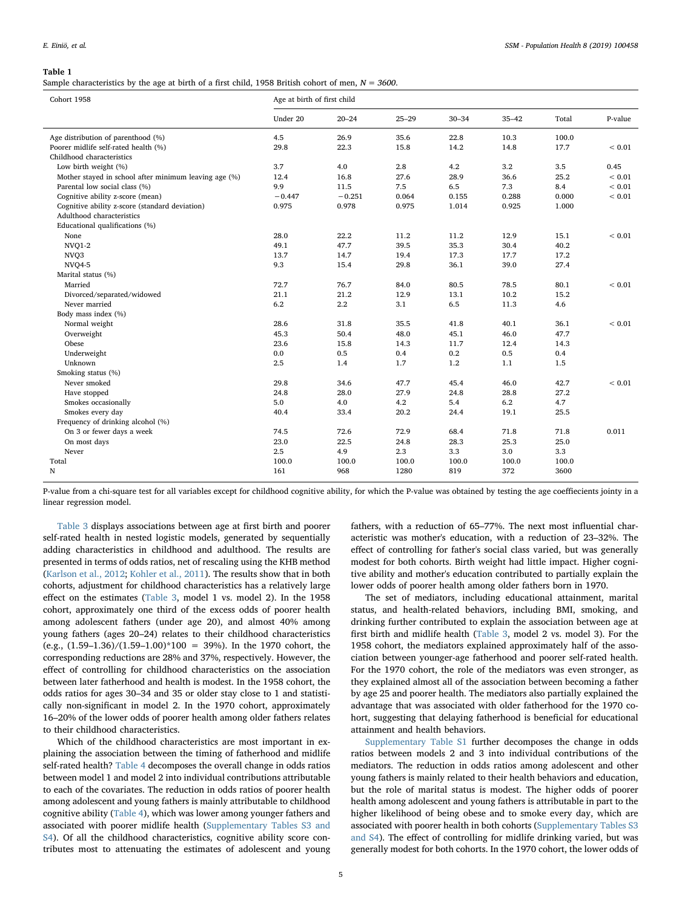**Table 1**

Sample characteristics by the age at birth of a first child, 1958 British cohort of men, *N = 3600*.

| Cohort 1958 | Age at birth of first child | | | | | | |
|---|---|---|---|---|---|---|---|
| | Under 20 | 20–24 | 25–29 | 30–34 | 35–42 | Total | P-value |
| Age distribution of parenthood (%) | 4.5 | 26.9 | 35.6 | 22.8 | 10.3 | 100.0 | |
| Poorer midlife self-rated health (%) | 29.8 | 22.3 | 15.8 | 14.2 | 14.8 | 17.7 | < 0.01 |
| Childhood characteristics | | | | | | | |
| Low birth weight (%) | 3.7 | 4.0 | 2.8 | 4.2 | 3.2 | 3.5 | 0.45 |
| Mother stayed in school after minimum leaving age (%) | 12.4 | 16.8 | 27.6 | 28.9 | 36.6 | 25.2 | < 0.01 |
| Parental low social class (%) | 9.9 | 11.5 | 7.5 | 6.5 | 7.3 | 8.4 | < 0.01 |
| Cognitive ability z-score (mean) | −0.447 | −0.251 | 0.064 | 0.155 | 0.288 | 0.000 | < 0.01 |
| Cognitive ability z-score (standard deviation) | 0.975 | 0.978 | 0.975 | 1.014 | 0.925 | 1.000 | |
| Adulthood characteristics | | | | | | | |
| Educational qualifications (%) | | | | | | | |
| None | 28.0 | 22.2 | 11.2 | 11.2 | 12.9 | 15.1 | < 0.01 |
| NVQ1-2 | 49.1 | 47.7 | 39.5 | 35.3 | 30.4 | 40.2 | |
| NVQ3 | 13.7 | 14.7 | 19.4 | 17.3 | 17.7 | 17.2 | |
| NVQ4-5 | 9.3 | 15.4 | 29.8 | 36.1 | 39.0 | 27.4 | |
| Marital status (%) | | | | | | | |
| Married | 72.7 | 76.7 | 84.0 | 80.5 | 78.5 | 80.1 | < 0.01 |
| Divorced/separated/widowed | 21.1 | 21.2 | 12.9 | 13.1 | 10.2 | 15.2 | |
| Never married | 6.2 | 2.2 | 3.1 | 6.5 | 11.3 | 4.6 | |
| Body mass index (%) | | | | | | | |
| Normal weight | 28.6 | 31.8 | 35.5 | 41.8 | 40.1 | 36.1 | < 0.01 |
| Overweight | 45.3 | 50.4 | 48.0 | 45.1 | 46.0 | 47.7 | |
| Obese | 23.6 | 15.8 | 14.3 | 11.7 | 12.4 | 14.3 | |
| Underweight | 0.0 | 0.5 | 0.4 | 0.2 | 0.5 | 0.4 | |
| Unknown | 2.5 | 1.4 | 1.7 | 1.2 | 1.1 | 1.5 | |
| Smoking status (%) | | | | | | | |
| Never smoked | 29.8 | 34.6 | 47.7 | 45.4 | 46.0 | 42.7 | < 0.01 |
| Have stopped | 24.8 | 28.0 | 27.9 | 24.8 | 28.8 | 27.2 | |
| Smokes occasionally | 5.0 | 4.0 | 4.2 | 5.4 | 6.2 | 4.7 | |
| Smokes every day | 40.4 | 33.4 | 20.2 | 24.4 | 19.1 | 25.5 | |
| Frequency of drinking alcohol (%) | | | | | | | |
| On 3 or fewer days a week | 74.5 | 72.6 | 72.9 | 68.4 | 71.8 | 71.8 | 0.011 |
| On most days | 23.0 | 22.5 | 24.8 | 28.3 | 25.3 | 25.0 | |
| Never | 2.5 | 4.9 | 2.3 | 3.3 | 3.0 | 3.3 | |
| Total | 100.0 | 100.0 | 100.0 | 100.0 | 100.0 | 100.0 | |
| N | 161 | 968 | 1280 | 819 | 372 | 3600 | |

P-value from a chi-square test for all variables except for childhood cognitive ability, for which the P-value was obtained by testing the age coeffiecients jointy in a linear regression model.

Table 3 displays associations between age at first birth and poorer self-rated health in nested logistic models, generated by sequentially adding characteristics in childhood and adulthood. The results are presented in terms of odds ratios, net of rescaling using the KHB method (Karlson et al., 2012; Kohler et al., 2011). The results show that in both cohorts, adjustment for childhood characteristics has a relatively large effect on the estimates (Table 3, model 1 vs. model 2). In the 1958 cohort, approximately one third of the excess odds of poorer health among adolescent fathers (under age 20), and almost 40% among young fathers (ages 20–24) relates to their childhood characteristics (e.g., (1.59–1.36)/(1.59–1.00)*100 = 39%). In the 1970 cohort, the corresponding reductions are 28% and 37%, respectively. However, the effect of controlling for childhood characteristics on the association between later fatherhood and health is modest. In the 1958 cohort, the odds ratios for ages 30–34 and 35 or older stay close to 1 and statistically non-significant in model 2. In the 1970 cohort, approximately 16–20% of the lower odds of poorer health among older fathers relates to their childhood characteristics.

Which of the childhood characteristics are most important in explaining the association between the timing of fatherhood and midlife self-rated health? Table 4 decomposes the overall change in odds ratios between model 1 and model 2 into individual contributions attributable to each of the covariates. The reduction in odds ratios of poorer health among adolescent and young fathers is mainly attributable to childhood cognitive ability (Table 4), which was lower among younger fathers and associated with poorer midlife health (Supplementary Tables S3 and S4). Of all the childhood characteristics, cognitive ability score contributes most to attenuating the estimates of adolescent and young fathers, with a reduction of 65–77%. The next most influential characteristic was mother's education, with a reduction of 23–32%. The effect of controlling for father's social class varied, but was generally modest for both cohorts. Birth weight had little impact. Higher cognitive ability and mother's education contributed to partially explain the lower odds of poorer health among older fathers born in 1970.

The set of mediators, including educational attainment, marital status, and health-related behaviors, including BMI, smoking, and drinking further contributed to explain the association between age at first birth and midlife health (Table 3, model 2 vs. model 3). For the 1958 cohort, the mediators explained approximately half of the association between younger-age fatherhood and poorer self-rated health. For the 1970 cohort, the role of the mediators was even stronger, as they explained almost all of the association between becoming a father by age 25 and poorer health. The mediators also partially explained the advantage that was associated with older fatherhood for the 1970 cohort, suggesting that delaying fatherhood is beneficial for educational attainment and health behaviors.

Supplementary Table S1 further decomposes the change in odds ratios between models 2 and 3 into individual contributions of the mediators. The reduction in odds ratios among adolescent and other young fathers is mainly related to their health behaviors and education, but the role of marital status is modest. The higher odds of poorer health among adolescent and young fathers is attributable in part to the higher likelihood of being obese and to smoke every day, which are associated with poorer health in both cohorts (Supplementary Tables S3 and S4). The effect of controlling for midlife drinking varied, but was generally modest for both cohorts. In the 1970 cohort, the lower odds of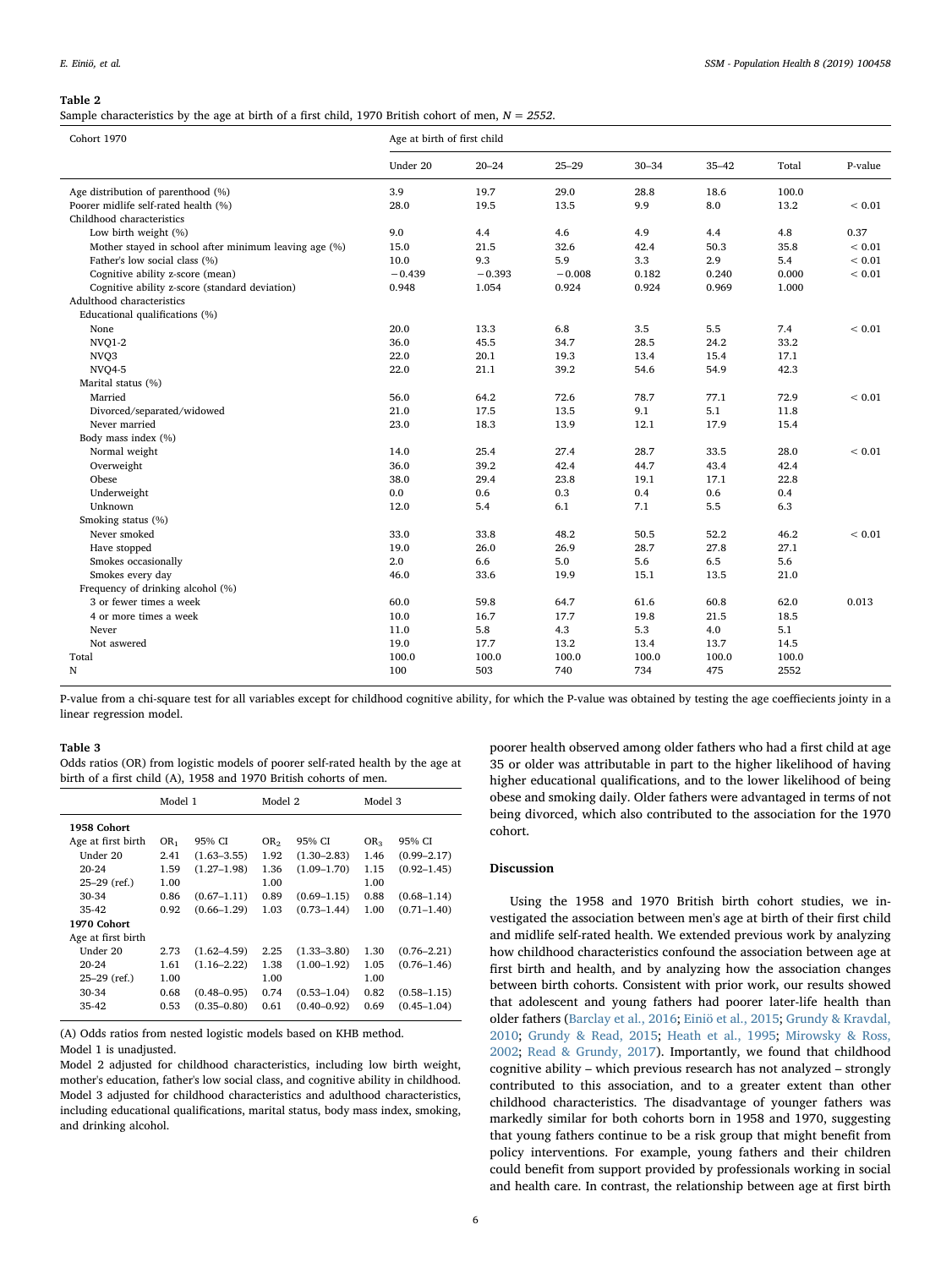**Table 2**
Sample characteristics by the age at birth of a first child, 1970 British cohort of men, *N = 2552*.

| Cohort 1970 | Age at birth of first child | | | | | | |
|---|---|---|---|---|---|---|---|
| | Under 20 | 20–24 | 25–29 | 30–34 | 35–42 | Total | P-value |
| Age distribution of parenthood (%) | 3.9 | 19.7 | 29.0 | 28.8 | 18.6 | 100.0 | |
| Poorer midlife self-rated health (%) | 28.0 | 19.5 | 13.5 | 9.9 | 8.0 | 13.2 | < 0.01 |
| Childhood characteristics | | | | | | | |
| Low birth weight (%) | 9.0 | 4.4 | 4.6 | 4.9 | 4.4 | 4.8 | 0.37 |
| Mother stayed in school after minimum leaving age (%) | 15.0 | 21.5 | 32.6 | 42.4 | 50.3 | 35.8 | < 0.01 |
| Father's low social class (%) | 10.0 | 9.3 | 5.9 | 3.3 | 2.9 | 5.4 | < 0.01 |
| Cognitive ability z-score (mean) | −0.439 | −0.393 | −0.008 | 0.182 | 0.240 | 0.000 | < 0.01 |
| Cognitive ability z-score (standard deviation) | 0.948 | 1.054 | 0.924 | 0.924 | 0.969 | 1.000 | |
| Adulthood characteristics | | | | | | | |
| Educational qualifications (%) | | | | | | | |
| None | 20.0 | 13.3 | 6.8 | 3.5 | 5.5 | 7.4 | < 0.01 |
| NVQ1-2 | 36.0 | 45.5 | 34.7 | 28.5 | 24.2 | 33.2 | |
| NVQ3 | 22.0 | 20.1 | 19.3 | 13.4 | 15.4 | 17.1 | |
| NVQ4-5 | 22.0 | 21.1 | 39.2 | 54.6 | 54.9 | 42.3 | |
| Marital status (%) | | | | | | | |
| Married | 56.0 | 64.2 | 72.6 | 78.7 | 77.1 | 72.9 | < 0.01 |
| Divorced/separated/widowed | 21.0 | 17.5 | 13.5 | 9.1 | 5.1 | 11.8 | |
| Never married | 23.0 | 18.3 | 13.9 | 12.1 | 17.9 | 15.4 | |
| Body mass index (%) | | | | | | | |
| Normal weight | 14.0 | 25.4 | 27.4 | 28.7 | 33.5 | 28.0 | < 0.01 |
| Overweight | 36.0 | 39.2 | 42.4 | 44.7 | 43.4 | 42.4 | |
| Obese | 38.0 | 29.4 | 23.8 | 19.1 | 17.1 | 22.8 | |
| Underweight | 0.0 | 0.6 | 0.3 | 0.4 | 0.6 | 0.4 | |
| Unknown | 12.0 | 5.4 | 6.1 | 7.1 | 5.5 | 6.3 | |
| Smoking status (%) | | | | | | | |
| Never smoked | 33.0 | 33.8 | 48.2 | 50.5 | 52.2 | 46.2 | < 0.01 |
| Have stopped | 19.0 | 26.0 | 26.9 | 28.7 | 27.8 | 27.1 | |
| Smokes occasionally | 2.0 | 6.6 | 5.0 | 5.6 | 6.5 | 5.6 | |
| Smokes every day | 46.0 | 33.6 | 19.9 | 15.1 | 13.5 | 21.0 | |
| Frequency of drinking alcohol (%) | | | | | | | |
| 3 or fewer times a week | 60.0 | 59.8 | 64.7 | 61.6 | 60.8 | 62.0 | 0.013 |
| 4 or more times a week | 10.0 | 16.7 | 17.7 | 19.8 | 21.5 | 18.5 | |
| Never | 11.0 | 5.8 | 4.3 | 5.3 | 4.0 | 5.1 | |
| Not aswered | 19.0 | 17.7 | 13.2 | 13.4 | 13.7 | 14.5 | |
| Total | 100.0 | 100.0 | 100.0 | 100.0 | 100.0 | 100.0 | |
| N | 100 | 503 | 740 | 734 | 475 | 2552 | |

P-value from a chi-square test for all variables except for childhood cognitive ability, for which the P-value was obtained by testing the age coeffiecients jointy in a linear regression model.

**Table 3**
Odds ratios (OR) from logistic models of poorer self-rated health by the age at birth of a first child (A), 1958 and 1970 British cohorts of men.

| | Model 1 | | Model 2 | | Model 3 | |
|---|---|---|---|---|---|---|
| **1958 Cohort** | | | | | | |
| Age at first birth | $OR_1$ | 95% CI | $OR_2$ | 95% CI | $OR_3$ | 95% CI |
| Under 20 | 2.41 | (1.63–3.55) | 1.92 | (1.30–2.83) | 1.46 | (0.99–2.17) |
| 20-24 | 1.59 | (1.27–1.98) | 1.36 | (1.09–1.70) | 1.15 | (0.92–1.45) |
| 25–29 (ref.) | 1.00 | | 1.00 | | 1.00 | |
| 30-34 | 0.86 | (0.67–1.11) | 0.89 | (0.69–1.15) | 0.88 | (0.68–1.14) |
| 35-42 | 0.92 | (0.66–1.29) | 1.03 | (0.73–1.44) | 1.00 | (0.71–1.40) |
| **1970 Cohort** | | | | | | |
| Age at first birth | | | | | | |
| Under 20 | 2.73 | (1.62–4.59) | 2.25 | (1.33–3.80) | 1.30 | (0.76–2.21) |
| 20-24 | 1.61 | (1.16–2.22) | 1.38 | (1.00–1.92) | 1.05 | (0.76–1.46) |
| 25–29 (ref.) | 1.00 | | 1.00 | | 1.00 | |
| 30-34 | 0.68 | (0.48–0.95) | 0.74 | (0.53–1.04) | 0.82 | (0.58–1.15) |
| 35-42 | 0.53 | (0.35–0.80) | 0.61 | (0.40–0.92) | 0.69 | (0.45–1.04) |

(A) Odds ratios from nested logistic models based on KHB method.
Model 1 is unadjusted.
Model 2 adjusted for childhood characteristics, including low birth weight, mother's education, father's low social class, and cognitive ability in childhood.
Model 3 adjusted for childhood characteristics and adulthood characteristics, including educational qualifications, marital status, body mass index, smoking, and drinking alcohol.

poorer health observed among older fathers who had a first child at age 35 or older was attributable in part to the higher likelihood of having higher educational qualifications, and to the lower likelihood of being obese and smoking daily. Older fathers were advantaged in terms of not being divorced, which also contributed to the association for the 1970 cohort.

## Discussion

Using the 1958 and 1970 British birth cohort studies, we investigated the association between men's age at birth of their first child and midlife self-rated health. We extended previous work by analyzing how childhood characteristics confound the association between age at first birth and health, and by analyzing how the association changes between birth cohorts. Consistent with prior work, our results showed that adolescent and young fathers had poorer later-life health than older fathers (Barclay et al., 2016; Einiö et al., 2015; Grundy & Kravdal, 2010; Grundy & Read, 2015; Heath et al., 1995; Mirowsky & Ross, 2002; Read & Grundy, 2017). Importantly, we found that childhood cognitive ability – which previous research has not analyzed – strongly contributed to this association, and to a greater extent than other childhood characteristics. The disadvantage of younger fathers was markedly similar for both cohorts born in 1958 and 1970, suggesting that young fathers continue to be a risk group that might benefit from policy interventions. For example, young fathers and their children could benefit from support provided by professionals working in social and health care. In contrast, the relationship between age at first birth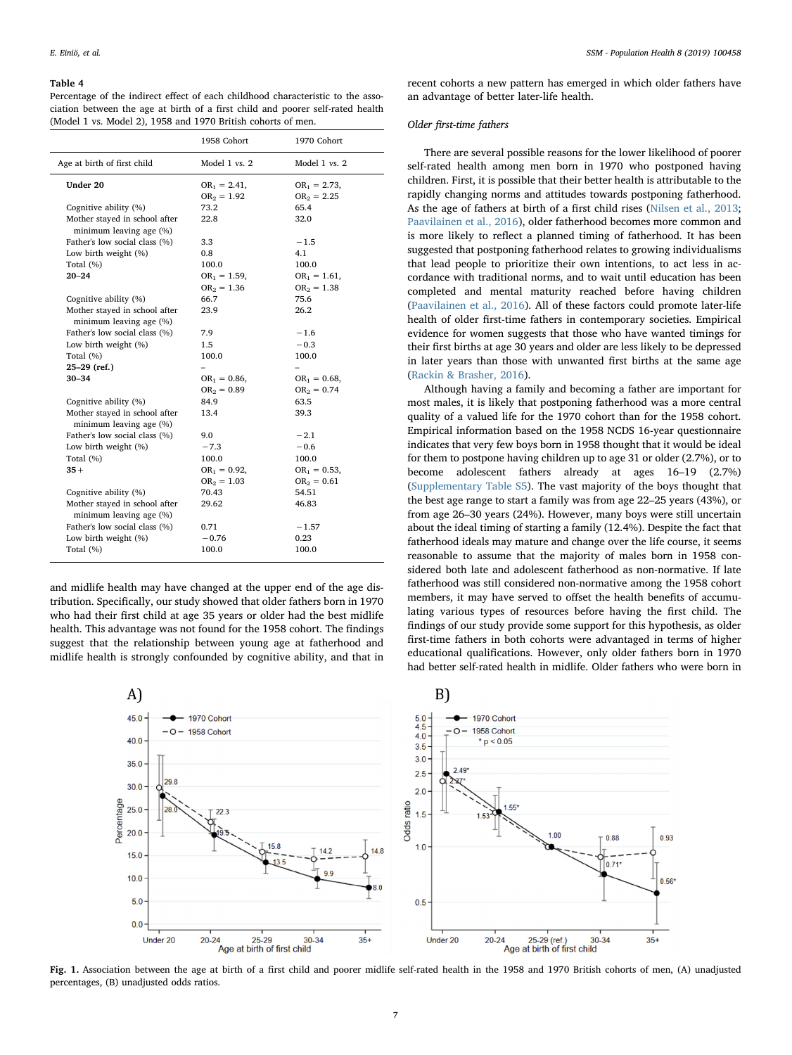**Table 4**
Percentage of the indirect effect of each childhood characteristic to the association between the age at birth of a first child and poorer self-rated health (Model 1 vs. Model 2), 1958 and 1970 British cohorts of men.

| | 1958 Cohort | 1970 Cohort |
|---|---|---|
| Age at birth of first child | Model 1 vs. 2 | Model 1 vs. 2 |
| **Under 20** | $OR_1$ = 2.41, $OR_2$ = 1.92 | $OR_1$ = 2.73, $OR_2$ = 2.25 |
| Cognitive ability (%) | 73.2 | 65.4 |
| Mother stayed in school after minimum leaving age (%) | 22.8 | 32.0 |
| Father's low social class (%) | 3.3 | −1.5 |
| Low birth weight (%) | 0.8 | 4.1 |
| Total (%) | 100.0 | 100.0 |
| **20–24** | $OR_1$ = 1.59, $OR_2$ = 1.36 | $OR_1$ = 1.61, $OR_2$ = 1.38 |
| Cognitive ability (%) | 66.7 | 75.6 |
| Mother stayed in school after minimum leaving age (%) | 23.9 | 26.2 |
| Father's low social class (%) | 7.9 | −1.6 |
| Low birth weight (%) | 1.5 | −0.3 |
| Total (%) | 100.0 | 100.0 |
| **25–29 (ref.)** | – | – |
| **30–34** | $OR_1$ = 0.86, $OR_2$ = 0.89 | $OR_1$ = 0.68, $OR_2$ = 0.74 |
| Cognitive ability (%) | 84.9 | 63.5 |
| Mother stayed in school after minimum leaving age (%) | 13.4 | 39.3 |
| Father's low social class (%) | 9.0 | −2.1 |
| Low birth weight (%) | −7.3 | −0.6 |
| Total (%) | 100.0 | 100.0 |
| **35+** | $OR_1$ = 0.92, $OR_2$ = 1.03 | $OR_1$ = 0.53, $OR_2$ = 0.61 |
| Cognitive ability (%) | 70.43 | 54.51 |
| Mother stayed in school after minimum leaving age (%) | 29.62 | 46.83 |
| Father's low social class (%) | 0.71 | −1.57 |
| Low birth weight (%) | −0.76 | 0.23 |
| Total (%) | 100.0 | 100.0 |

and midlife health may have changed at the upper end of the age distribution. Specifically, our study showed that older fathers born in 1970 who had their first child at age 35 years or older had the best midlife health. This advantage was not found for the 1958 cohort. The findings suggest that the relationship between young age at fatherhood and midlife health is strongly confounded by cognitive ability, and that in recent cohorts a new pattern has emerged in which older fathers have an advantage of better later-life health.

*Older first-time fathers*

There are several possible reasons for the lower likelihood of poorer self-rated health among men born in 1970 who postponed having children. First, it is possible that their better health is attributable to the rapidly changing norms and attitudes towards postponing fatherhood. As the age of fathers at birth of a first child rises (Nilsen et al., 2013; Paavilainen et al., 2016), older fatherhood becomes more common and is more likely to reflect a planned timing of fatherhood. It has been suggested that postponing fatherhood relates to growing individualisms that lead people to prioritize their own intentions, to act less in accordance with traditional norms, and to wait until education has been completed and mental maturity reached before having children (Paavilainen et al., 2016). All of these factors could promote later-life health of older first-time fathers in contemporary societies. Empirical evidence for women suggests that those who have wanted timings for their first births at age 30 years and older are less likely to be depressed in later years than those with unwanted first births at the same age (Rackin & Brasher, 2016).

Although having a family and becoming a father are important for most males, it is likely that postponing fatherhood was a more central quality of a valued life for the 1970 cohort than for the 1958 cohort. Empirical information based on the 1958 NCDS 16-year questionnaire indicates that very few boys born in 1958 thought that it would be ideal for them to postpone having children up to age 31 or older (2.7%), or to become adolescent fathers already at ages 16–19 (2.7%) (Supplementary Table S5). The vast majority of the boys thought that the best age range to start a family was from age 22–25 years (43%), or from age 26–30 years (24%). However, many boys were still uncertain about the ideal timing of starting a family (12.4%). Despite the fact that fatherhood ideals may mature and change over the life course, it seems reasonable to assume that the majority of males born in 1958 considered both late and adolescent fatherhood as non-normative. If late fatherhood was still considered non-normative among the 1958 cohort members, it may have served to offset the health benefits of accumulating various types of resources before having the first child. The findings of our study provide some support for this hypothesis, as older first-time fathers in both cohorts were advantaged in terms of higher educational qualifications. However, only older fathers born in 1970 had better self-rated health in midlife. Older fathers who were born in

A)
1970 Cohort
1958 Cohort
Percentage
29.8
28.0
22.3
19.5
15.8
13.5
14.2
9.9
14.8
8.0
Under 20 20-24 25-29 30-34 35+
Age at birth of first child

B)
1970 Cohort
1958 Cohort
* p < 0.05
Odds ratio
2.49*
2.27*
1.55*
1.53*
1.00
0.88
0.71*
0.93
0.56*
Under 20 20-24 25-29 (ref.) 30-34 35+
Age at birth of first child

**Fig. 1.** Association between the age at birth of a first child and poorer midlife self-rated health in the 1958 and 1970 British cohorts of men, (A) unadjusted percentages, (B) unadjusted odds ratios.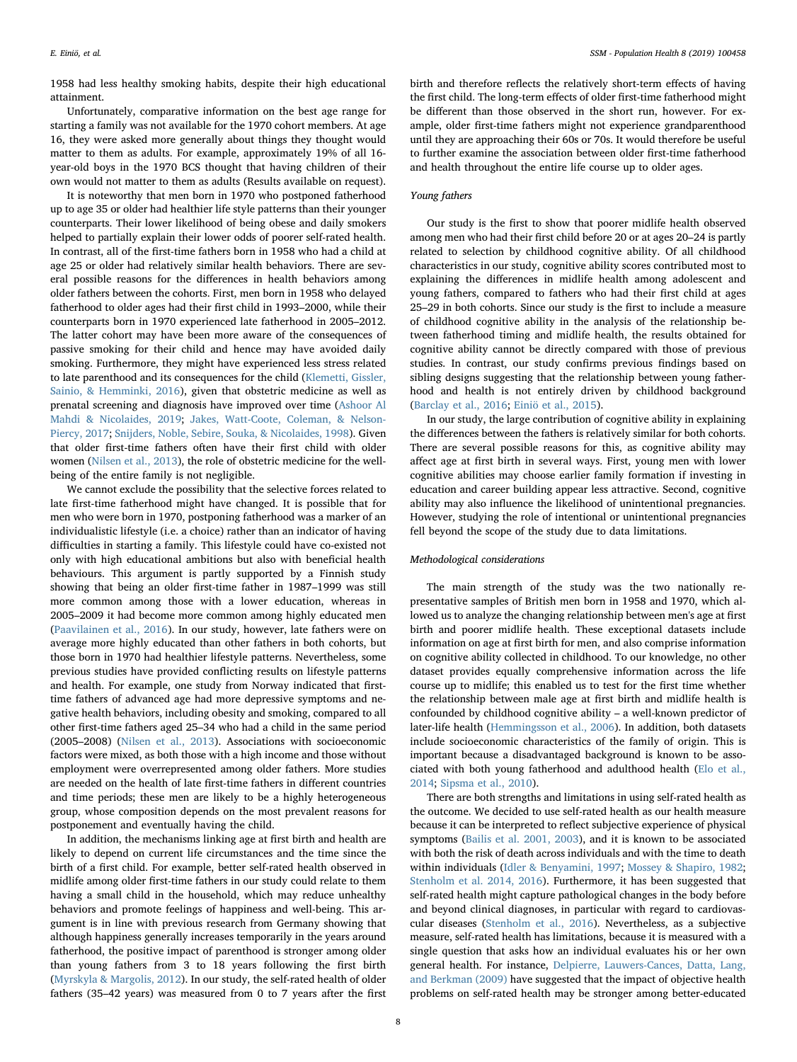1958 had less healthy smoking habits, despite their high educational attainment.

Unfortunately, comparative information on the best age range for starting a family was not available for the 1970 cohort members. At age 16, they were asked more generally about things they thought would matter to them as adults. For example, approximately 19% of all 16-year-old boys in the 1970 BCS thought that having children of their own would not matter to them as adults (Results available on request).

It is noteworthy that men born in 1970 who postponed fatherhood up to age 35 or older had healthier life style patterns than their younger counterparts. Their lower likelihood of being obese and daily smokers helped to partially explain their lower odds of poorer self-rated health. In contrast, all of the first-time fathers born in 1958 who had a child at age 25 or older had relatively similar health behaviors. There are several possible reasons for the differences in health behaviors among older fathers between the cohorts. First, men born in 1958 who delayed fatherhood to older ages had their first child in 1993–2000, while their counterparts born in 1970 experienced late fatherhood in 2005–2012. The latter cohort may have been more aware of the consequences of passive smoking for their child and hence may have avoided daily smoking. Furthermore, they might have experienced less stress related to late parenthood and its consequences for the child (Klemetti, Gissler, Sainio, & Hemminki, 2016), given that obstetric medicine as well as prenatal screening and diagnosis have improved over time (Ashoor Al Mahdi & Nicolaides, 2019; Jakes, Watt-Coote, Coleman, & Nelson-Piercy, 2017; Snijders, Noble, Sebire, Souka, & Nicolaides, 1998). Given that older first-time fathers often have their first child with older women (Nilsen et al., 2013), the role of obstetric medicine for the well-being of the entire family is not negligible.

We cannot exclude the possibility that the selective forces related to late first-time fatherhood might have changed. It is possible that for men who were born in 1970, postponing fatherhood was a marker of an individualistic lifestyle (i.e. a choice) rather than an indicator of having difficulties in starting a family. This lifestyle could have co-existed not only with high educational ambitions but also with beneficial health behaviours. This argument is partly supported by a Finnish study showing that being an older first-time father in 1987–1999 was still more common among those with a lower education, whereas in 2005–2009 it had become more common among highly educated men (Paavilainen et al., 2016). In our study, however, late fathers were on average more highly educated than other fathers in both cohorts, but those born in 1970 had healthier lifestyle patterns. Nevertheless, some previous studies have provided conflicting results on lifestyle patterns and health. For example, one study from Norway indicated that first-time fathers of advanced age had more depressive symptoms and negative health behaviors, including obesity and smoking, compared to all other first-time fathers aged 25–34 who had a child in the same period (2005–2008) (Nilsen et al., 2013). Associations with socioeconomic factors were mixed, as both those with a high income and those without employment were overrepresented among older fathers. More studies are needed on the health of late first-time fathers in different countries and time periods; these men are likely to be a highly heterogeneous group, whose composition depends on the most prevalent reasons for postponement and eventually having the child.

In addition, the mechanisms linking age at first birth and health are likely to depend on current life circumstances and the time since the birth of a first child. For example, better self-rated health observed in midlife among older first-time fathers in our study could relate to them having a small child in the household, which may reduce unhealthy behaviors and promote feelings of happiness and well-being. This argument is in line with previous research from Germany showing that although happiness generally increases temporarily in the years around fatherhood, the positive impact of parenthood is stronger among older than young fathers from 3 to 18 years following the first birth (Myrskyla & Margolis, 2012). In our study, the self-rated health of older fathers (35–42 years) was measured from 0 to 7 years after the first birth and therefore reflects the relatively short-term effects of having the first child. The long-term effects of older first-time fatherhood might be different than those observed in the short run, however. For example, older first-time fathers might not experience grandparenthood until they are approaching their 60s or 70s. It would therefore be useful to further examine the association between older first-time fatherhood and health throughout the entire life course up to older ages.

*Young fathers*

Our study is the first to show that poorer midlife health observed among men who had their first child before 20 or at ages 20–24 is partly related to selection by childhood cognitive ability. Of all childhood characteristics in our study, cognitive ability scores contributed most to explaining the differences in midlife health among adolescent and young fathers, compared to fathers who had their first child at ages 25–29 in both cohorts. Since our study is the first to include a measure of childhood cognitive ability in the analysis of the relationship between fatherhood timing and midlife health, the results obtained for cognitive ability cannot be directly compared with those of previous studies. In contrast, our study confirms previous findings based on sibling designs suggesting that the relationship between young fatherhood and health is not entirely driven by childhood background (Barclay et al., 2016; Einiö et al., 2015).

In our study, the large contribution of cognitive ability in explaining the differences between the fathers is relatively similar for both cohorts. There are several possible reasons for this, as cognitive ability may affect age at first birth in several ways. First, young men with lower cognitive abilities may choose earlier family formation if investing in education and career building appear less attractive. Second, cognitive ability may also influence the likelihood of unintentional pregnancies. However, studying the role of intentional or unintentional pregnancies fell beyond the scope of the study due to data limitations.

*Methodological considerations*

The main strength of the study was the two nationally representative samples of British men born in 1958 and 1970, which allowed us to analyze the changing relationship between men's age at first birth and poorer midlife health. These exceptional datasets include information on age at first birth for men, and also comprise information on cognitive ability collected in childhood. To our knowledge, no other dataset provides equally comprehensive information across the life course up to midlife; this enabled us to test for the first time whether the relationship between male age at first birth and midlife health is confounded by childhood cognitive ability – a well-known predictor of later-life health (Hemmingsson et al., 2006). In addition, both datasets include socioeconomic characteristics of the family of origin. This is important because a disadvantaged background is known to be associated with both young fatherhood and adulthood health (Elo et al., 2014; Sipsma et al., 2010).

There are both strengths and limitations in using self-rated health as the outcome. We decided to use self-rated health as our health measure because it can be interpreted to reflect subjective experience of physical symptoms (Bailis et al. 2001, 2003), and it is known to be associated with both the risk of death across individuals and with the time to death within individuals (Idler & Benyamini, 1997; Mossey & Shapiro, 1982; Stenholm et al. 2014, 2016). Furthermore, it has been suggested that self-rated health might capture pathological changes in the body before and beyond clinical diagnoses, in particular with regard to cardiovascular diseases (Stenholm et al., 2016). Nevertheless, as a subjective measure, self-rated health has limitations, because it is measured with a single question that asks how an individual evaluates his or her own general health. For instance, Delpierre, Lauwers-Cances, Datta, Lang, and Berkman (2009) have suggested that the impact of objective health problems on self-rated health may be stronger among better-educated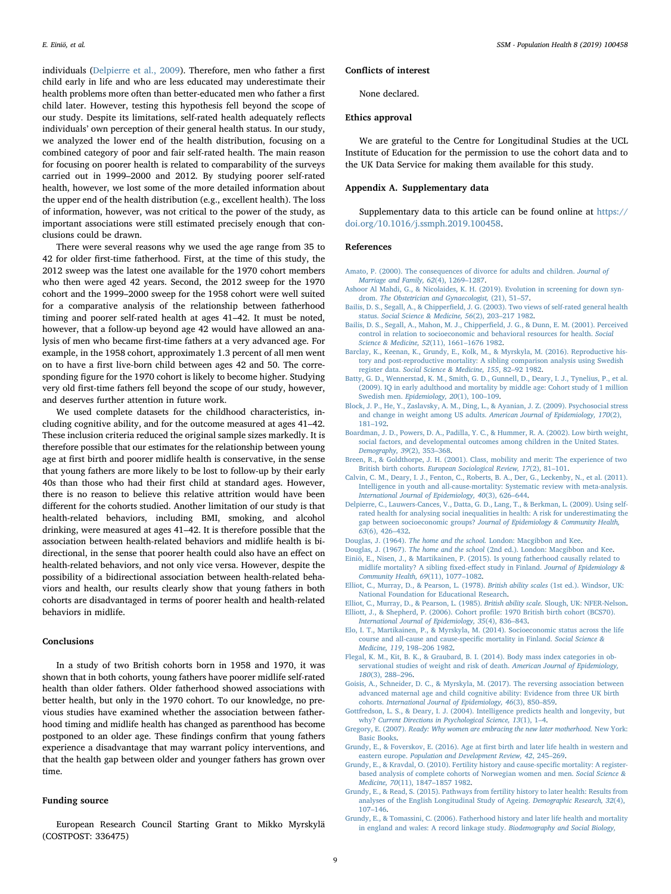individuals (Delpierre et al., 2009). Therefore, men who father a first child early in life and who are less educated may underestimate their health problems more often than better-educated men who father a first child later. However, testing this hypothesis fell beyond the scope of our study. Despite its limitations, self-rated health adequately reflects individuals' own perception of their general health status. In our study, we analyzed the lower end of the health distribution, focusing on a combined category of poor and fair self-rated health. The main reason for focusing on poorer health is related to comparability of the surveys carried out in 1999–2000 and 2012. By studying poorer self-rated health, however, we lost some of the more detailed information about the upper end of the health distribution (e.g., excellent health). The loss of information, however, was not critical to the power of the study, as important associations were still estimated precisely enough that conclusions could be drawn.

There were several reasons why we used the age range from 35 to 42 for older first-time fatherhood. First, at the time of this study, the 2012 sweep was the latest one available for the 1970 cohort members who then were aged 42 years. Second, the 2012 sweep for the 1970 cohort and the 1999–2000 sweep for the 1958 cohort were well suited for a comparative analysis of the relationship between fatherhood timing and poorer self-rated health at ages 41–42. It must be noted, however, that a follow-up beyond age 42 would have allowed an analysis of men who became first-time fathers at a very advanced age. For example, in the 1958 cohort, approximately 1.3 percent of all men went on to have a first live-born child between ages 42 and 50. The corresponding figure for the 1970 cohort is likely to become higher. Studying very old first-time fathers fell beyond the scope of our study, however, and deserves further attention in future work.

We used complete datasets for the childhood characteristics, including cognitive ability, and for the outcome measured at ages 41–42. These inclusion criteria reduced the original sample sizes markedly. It is therefore possible that our estimates for the relationship between young age at first birth and poorer midlife health is conservative, in the sense that young fathers are more likely to be lost to follow-up by their early 40s than those who had their first child at standard ages. However, there is no reason to believe this relative attrition would have been different for the cohorts studied. Another limitation of our study is that health-related behaviors, including BMI, smoking, and alcohol drinking, were measured at ages 41–42. It is therefore possible that the association between health-related behaviors and midlife health is bidirectional, in the sense that poorer health could also have an effect on health-related behaviors, and not only vice versa. However, despite the possibility of a bidirectional association between health-related behaviors and health, our results clearly show that young fathers in both cohorts are disadvantaged in terms of poorer health and health-related behaviors in midlife.

## Conclusions

In a study of two British cohorts born in 1958 and 1970, it was shown that in both cohorts, young fathers have poorer midlife self-rated health than older fathers. Older fatherhood showed associations with better health, but only in the 1970 cohort. To our knowledge, no previous studies have examined whether the association between fatherhood timing and midlife health has changed as parenthood has become postponed to an older age. These findings confirm that young fathers experience a disadvantage that may warrant policy interventions, and that the health gap between older and younger fathers has grown over time.

## Funding source

European Research Council Starting Grant to Mikko Myrskylä (COSTPOST: 336475)

## Conflicts of interest

None declared.

## Ethics approval

We are grateful to the Centre for Longitudinal Studies at the UCL Institute of Education for the permission to use the cohort data and to the UK Data Service for making them available for this study.

## Appendix A. Supplementary data

Supplementary data to this article can be found online at https://doi.org/10.1016/j.ssmph.2019.100458.

## References

Amato, P. (2000). The consequences of divorce for adults and children. *Journal of Marriage and Family, 62*(4), 1269–1287.

Ashoor Al Mahdi, G., & Nicolaides, K. H. (2019). Evolution in screening for down syndrom. *The Obstetrician and Gynaecologist,* (21), 51–57.

Bailis, D. S., Segall, A., & Chipperfield, J. G. (2003). Two views of self-rated general health status. *Social Science & Medicine, 56*(2), 203–217 1982.

Bailis, D. S., Segall, A., Mahon, M. J., Chipperfield, J. G., & Dunn, E. M. (2001). Perceived control in relation to socioeconomic and behavioral resources for health. *Social Science & Medicine, 52*(11), 1661–1676 1982.

Barclay, K., Keenan, K., Grundy, E., Kolk, M., & Myrskyla, M. (2016). Reproductive history and post-reproductive mortality: A sibling comparison analysis using Swedish register data. *Social Science & Medicine, 155*, 82–92 1982.

Batty, G. D., Wennerstad, K. M., Smith, G. D., Gunnell, D., Deary, I. J., Tynelius, P., et al. (2009). IQ in early adulthood and mortality by middle age: Cohort study of 1 million Swedish men. *Epidemiology, 20*(1), 100–109.

Block, J. P., He, Y., Zaslavsky, A. M., Ding, L., & Ayanian, J. Z. (2009). Psychosocial stress and change in weight among US adults. *American Journal of Epidemiology, 170*(2), 181–192.

Boardman, J. D., Powers, D. A., Padilla, Y. C., & Hummer, R. A. (2002). Low birth weight, social factors, and developmental outcomes among children in the United States. *Demography, 39*(2), 353–368.

Breen, R., & Goldthorpe, J. H. (2001). Class, mobility and merit: The experience of two British birth cohorts. *European Sociological Review, 17*(2), 81–101.

Calvin, C. M., Deary, I. J., Fenton, C., Roberts, B. A., Der, G., Leckenby, N., et al. (2011). Intelligence in youth and all-cause-mortality: Systematic review with meta-analysis. *International Journal of Epidemiology, 40*(3), 626–644.

Delpierre, C., Lauwers-Cances, V., Datta, G. D., Lang, T., & Berkman, L. (2009). Using self-rated health for analysing social inequalities in health: A risk for underestimating the gap between socioeconomic groups? *Journal of Epidemiology & Community Health, 63*(6), 426–432.

Douglas, J. (1964). *The home and the school.* London: Macgibbon and Kee.

Douglas, J. (1967). *The home and the school* (2nd ed.). London: Macgibbon and Kee.

Einiö, E., Nisen, J., & Martikainen, P. (2015). Is young fatherhood causally related to midlife mortality? A sibling fixed-effect study in Finland. *Journal of Epidemiology & Community Health, 69*(11), 1077–1082.

Elliot, C., Murray, D., & Pearson, L. (1978). *British ability scales* (1st ed.). Windsor, UK: National Foundation for Educational Research.

Elliot, C., Murray, D., & Pearson, L. (1985). *British ability scale.* Slough, UK: NFER-Nelson.

Elliott, J., & Shepherd, P. (2006). Cohort profile: 1970 British birth cohort (BCS70). *International Journal of Epidemiology, 35*(4), 836–843.

Elo, I. T., Martikainen, P., & Myrskyla, M. (2014). Socioeconomic status across the life course and all-cause and cause-specific mortality in Finland. *Social Science & Medicine, 119*, 198–206 1982.

Flegal, K. M., Kit, B. K., & Graubard, B. I. (2014). Body mass index categories in observational studies of weight and risk of death. *American Journal of Epidemiology, 180*(3), 288–296.

Goisis, A., Schneider, D. C., & Myrskyla, M. (2017). The reversing association between advanced maternal age and child cognitive ability: Evidence from three UK birth cohorts. *International Journal of Epidemiology, 46*(3), 850–859.

Gottfredson, L. S., & Deary, I. J. (2004). Intelligence predicts health and longevity, but why? *Current Directions in Psychological Science, 13*(1), 1–4.

Gregory, E. (2007). *Ready: Why women are embracing the new later motherhood.* New York: Basic Books.

Grundy, E., & Foverskov, E. (2016). Age at first birth and later life health in western and eastern europe. *Population and Development Review, 42*, 245–269.

Grundy, E., & Kravdal, O. (2010). Fertility history and cause-specific mortality: A register-based analysis of complete cohorts of Norwegian women and men. *Social Science & Medicine, 70*(11), 1847–1857 1982.

Grundy, E., & Read, S. (2015). Pathways from fertility history to later health: Results from analyses of the English Longitudinal Study of Ageing. *Demographic Research, 32*(4), 107–146.

Grundy, E., & Tomassini, C. (2006). Fatherhood history and later life health and mortality in england and wales: A record linkage study. *Biodemography and Social Biology,*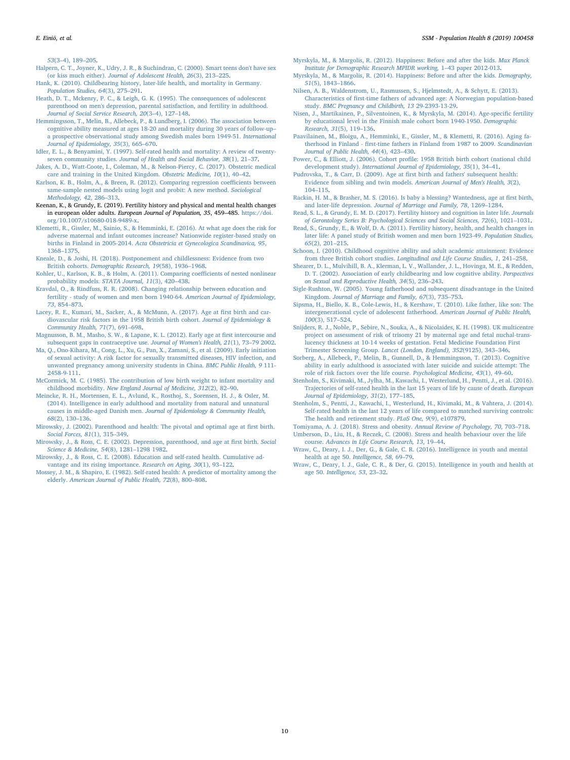53(3–4), 189–205.

Halpern, C. T., Joyner, K., Udry, J. R., & Suchindran, C. (2000). Smart teens don't have sex (or kiss much either). *Journal of Adolescent Health, 26*(3), 213–225.

Hank, K. (2010). Childbearing history, later-life health, and mortality in Germany. *Population Studies, 64*(3), 275–291.

Heath, D. T., Mckenry, P. C., & Leigh, G. K. (1995). The consequences of adolescent parenthood on men's depression, parental satisfaction, and fertility in adulthood. *Journal of Social Service Research, 20*(3–4), 127–148.

Hemmingsson, T., Melin, B., Allebeck, P., & Lundberg, I. (2006). The association between cognitive ability measured at ages 18-20 and mortality during 30 years of follow-up–a prospective observational study among Swedish males born 1949-51. *International Journal of Epidemiology, 35*(3), 665–670.

Idler, E. L., & Benyamini, Y. (1997). Self-rated health and mortality: A review of twenty-seven community studies. *Journal of Health and Social Behavior, 38*(1), 21–37.

Jakes, A. D., Watt-Coote, I., Coleman, M., & Nelson-Piercy, C. (2017). Obstetric medical care and training in the United Kingdom. *Obstetric Medicine, 10*(1), 40–42.

Karlson, K. B., Holm, A., & Breen, R. (2012). Comparing regression coefficients between same-sample nested models using logit and probit: A new method. *Sociological Methodology, 42*, 286–313.

Keenan, K., & Grundy, E. (2019). Fertility history and physical and mental health changes in european older adults. *European Journal of Population, 35*, 459–485. https://doi.org/10.1007/s10680-018-9489-x.

Klemetti, R., Gissler, M., Sainio, S., & Hemminki, E. (2016). At what age does the risk for adverse maternal and infant outcomes increase? Nationwide register-based study on births in Finland in 2005-2014. *Acta Obstetricia et Gynecologica Scandinavica, 95*, 1368–1375.

Kneale, D., & Joshi, H. (2018). Postponement and childlessness: Evidence from two British cohorts. *Demographic Research, 19*(58), 1936–1968.

Kohler, U., Karlson, K. B., & Holm, A. (2011). Comparing coefficients of nested nonlinear probability models. *STATA Journal, 11*(3), 420–438.

Kravdal, O., & Rindfuss, R. R. (2008). Changing relationship between education and fertility - study of women and men born 1940-64. *American Journal of Epidemiology, 73*, 854–873.

Lacey, R. E., Kumari, M., Sacker, A., & McMunn, A. (2017). Age at first birth and cardiovascular risk factors in the 1958 British birth cohort. *Journal of Epidemiology & Community Health, 71*(7), 691–698.

Magnusson, B. M., Masho, S. W., & Lapane, K. L. (2012). Early age at first intercourse and subsequent gaps in contraceptive use. *Journal of Women's Health, 21*(1), 73–79 2002.

Ma, Q., Ono-Kihara, M., Cong, L., Xu, G., Pan, X., Zamani, S., et al. (2009). Early initiation of sexual activity: A risk factor for sexually transmitted diseases, HIV infection, and unwanted pregnancy among university students in China. *BMC Public Health, 9* 111-2458-9-111.

McCormick, M. C. (1985). The contribution of low birth weight to infant mortality and childhood morbidity. *New England Journal of Medicine, 312*(2), 82–90.

Meincke, R. H., Mortensen, E. L., Avlund, K., Rosthoj, S., Sorensen, H. J., & Osler, M. (2014). Intelligence in early adulthood and mortality from natural and unnatural causes in middle-aged Danish men. *Journal of Epidemiology & Community Health, 68*(2), 130–136.

Mirowsky, J. (2002). Parenthood and health: The pivotal and optimal age at first birth. *Social Forces, 81*(1), 315–349.

Mirowsky, J., & Ross, C. E. (2002). Depression, parenthood, and age at first birth. *Social Science & Medicine, 54*(8), 1281–1298 1982.

Mirowsky, J., & Ross, C. E. (2008). Education and self-rated health. Cumulative advantage and its rising importance. *Research on Aging, 30*(1), 93–122.

Mossey, J. M., & Shapiro, E. (1982). Self-rated health: A predictor of mortality among the elderly. *American Journal of Public Health, 72*(8), 800–808.

Myrskyla, M., & Margolis, R. (2012). Happiness: Before and after the kids. *Max Planck Institute for Demographic Research MPIDR working*, 1–43 paper 2012-013.

Myrskyla, M., & Margolis, R. (2014). Happiness: Before and after the kids. *Demography, 51*(5), 1843–1866.

Nilsen, A. B., Waldenstrom, U., Rasmussen, S., Hjelmstedt, A., & Schytt, E. (2013). Characteristics of first-time fathers of advanced age: A Norwegian population-based study. *BMC Pregnancy and Childbirth, 13* 29-2393-13-29.

Nisen, J., Martikainen, P., Silventoinen, K., & Myrskyla, M. (2014). Age-specific fertility by educational level in the Finnish male cohort born 1940-1950. *Demographic Research, 31*(5), 119–136.

Paavilainen, M., Bloigu, A., Hemminki, E., Gissler, M., & Klemetti, R. (2016). Aging fatherhood in Finland - first-time fathers in Finland from 1987 to 2009. *Scandinavian Journal of Public Health, 44*(4), 423–430.

Power, C., & Elliott, J. (2006). Cohort profile: 1958 British birth cohort (national child development study). *International Journal of Epidemiology, 35*(1), 34–41.

Pudrovska, T., & Carr, D. (2009). Age at first birth and fathers' subsequent health: Evidence from sibling and twin models. *American Journal of Men's Health, 3*(2), 104–115.

Rackin, H. M., & Brasher, M. S. (2016). Is baby a blessing? Wantedness, age at first birth, and later-life depression. *Journal of Marriage and Family, 78*, 1269–1284.

Read, S. L., & Grundy, E. M. D. (2017). Fertility history and cognition in later life. *Journals of Gerontology Series B: Psychological Sciences and Social Sciences, 72*(6), 1021–1031.

Read, S., Grundy, E., & Wolf, D. A. (2011). Fertility history, health, and health changes in later life: A panel study of British women and men born 1923-49. *Population Studies, 65*(2), 201–215.

Schoon, I. (2010). Childhood cognitive ability and adult academic attainment: Evidence from three British cohort studies. *Longitudinal and Life Course Studies, 1*, 241–258.

Shearer, D. L., Mulvihill, B. A., Klerman, L. V., Wallander, J. L., Hovinga, M. E., & Redden, D. T. (2002). Association of early childbearing and low cognitive ability. *Perspectives on Sexual and Reproductive Health, 34*(5), 236–243.

Sigle-Rushton, W. (2005). Young fatherhood and subsequent disadvantage in the United Kingdom. *Journal of Marriage and Family, 67*(3), 735–753.

Sipsma, H., Biello, K. B., Cole-Lewis, H., & Kershaw, T. (2010). Like father, like son: The intergenerational cycle of adolescent fatherhood. *American Journal of Public Health, 100*(3), 517–524.

Snijders, R. J., Noble, P., Sebire, N., Souka, A., & Nicolaides, K. H. (1998). UK multicentre project on assessment of risk of trisomy 21 by maternal age and fetal nuchal-translucency thickness at 10-14 weeks of gestation. Fetal Medicine Foundation First Trimester Screening Group. *Lancet (London, England), 352*(9125), 343–346.

Sorberg, A., Allebeck, P., Melin, B., Gunnell, D., & Hemmingsson, T. (2013). Cognitive ability in early adulthood is associated with later suicide and suicide attempt: The role of risk factors over the life course. *Psychological Medicine, 43*(1), 49–60.

Stenholm, S., Kivimaki, M., Jylha, M., Kawachi, I., Westerlund, H., Pentti, J., et al. (2016). Trajectories of self-rated health in the last 15 years of life by cause of death. *European Journal of Epidemiology, 31*(2), 177–185.

Stenholm, S., Pentti, J., Kawachi, I., Westerlund, H., Kivimaki, M., & Vahtera, J. (2014). Self-rated health in the last 12 years of life compared to matched surviving controls: The health and retirement study. *PLoS One, 9*(9), e107879.

Tomiyama, A. J. (2018). Stress and obesity. *Annual Review of Psychology, 70*, 703–718.

Umberson, D., Liu, H., & Reczek, C. (2008). Stress and health behaviour over the life course. *Advances in Life Course Research, 13*, 19–44.

Wraw, C., Deary, I. J., Der, G., & Gale, C. R. (2016). Intelligence in youth and mental health at age 50. *Intelligence, 58*, 69–79.

Wraw, C., Deary, I. J., Gale, C. R., & Der, G. (2015). Intelligence in youth and health at age 50. *Intelligence, 53*, 23–32.